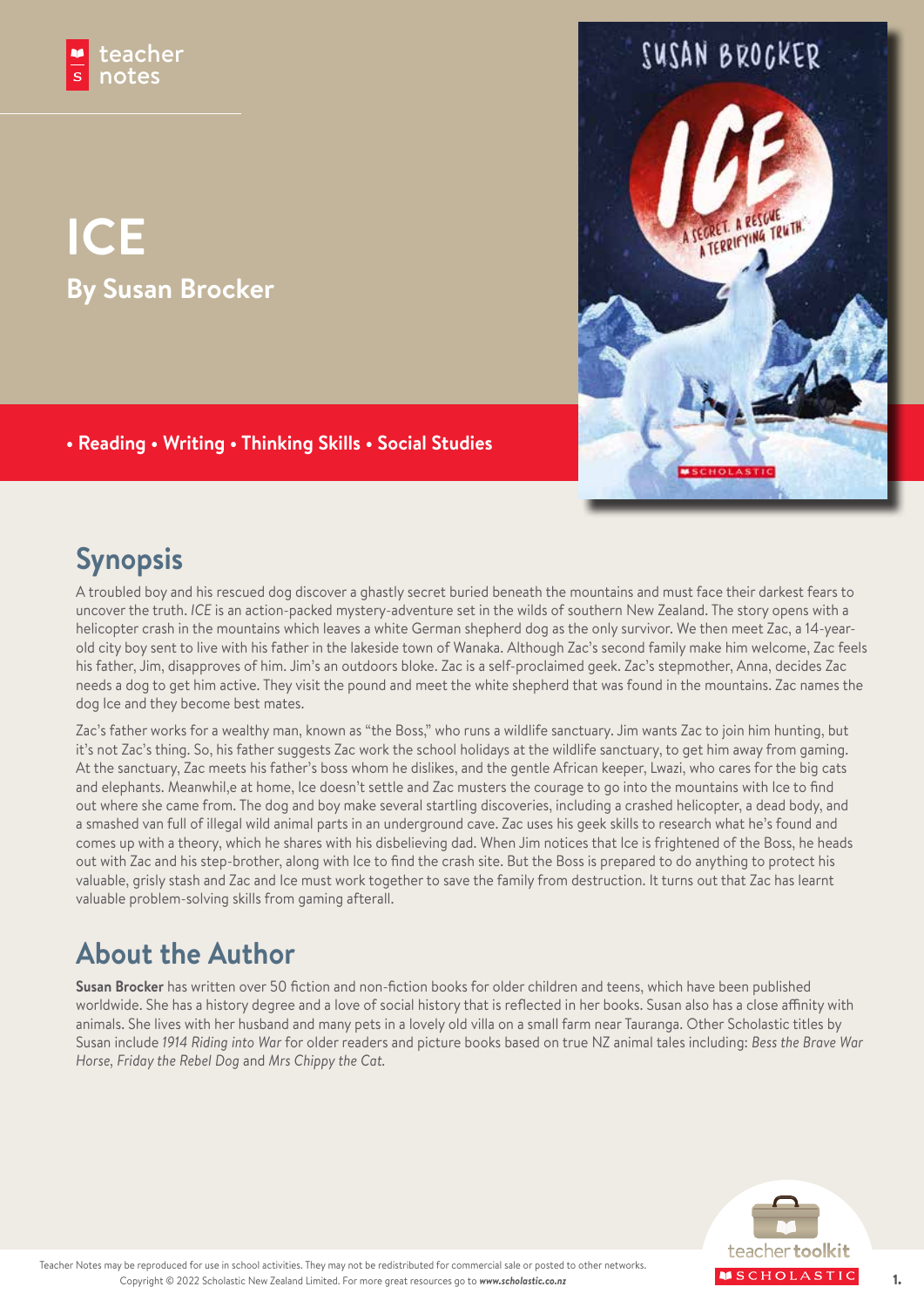teacher notes

# ICE

## By Susan Brocker

• Reading • Writing • Thinking Skills • Social Studies

## Synopsis

A troubled boy and his rescued dog discover a ghastly secret buried beneath the mountains and must face their darkest fears to uncover the truth. *ICE* is an action-packed mystery-adventure set in the wilds of southern New Zealand. The story opens with a helicopter crash in the mountains which leaves a white German shepherd dog as the only survivor. We then meet Zac, a 14-year-old city boy sent to live with his father in the lakeside town of Wanaka. Although Zac's second family make him welcome, Zac feels his father, Jim, disapproves of him. Jim's an outdoors bloke. Zac is a self-proclaimed geek. Zac's stepmother, Anna, decides Zac needs a dog to get him active. They visit the pound and meet the white shepherd that was found in the mountains. Zac names the dog Ice and they become best mates.

Zac's father works for a wealthy man, known as "the Boss," who runs a wildlife sanctuary. Jim wants Zac to join him hunting, but it's not Zac's thing. So, his father suggests Zac work the school holidays at the wildlife sanctuary, to get him away from gaming. At the sanctuary, Zac meets his father's boss whom he dislikes, and the gentle African keeper, Lwazi, who cares for the big cats and elephants. Meanwhil,e at home, Ice doesn't settle and Zac musters the courage to go into the mountains with Ice to find out where she came from. The dog and boy make several startling discoveries, including a crashed helicopter, a dead body, and a smashed van full of illegal wild animal parts in an underground cave. Zac uses his geek skills to research what he's found and comes up with a theory, which he shares with his disbelieving dad. When Jim notices that Ice is frightened of the Boss, he heads out with Zac and his step-brother, along with Ice to find the crash site. But the Boss is prepared to do anything to protect his valuable, grisly stash and Zac and Ice must work together to save the family from destruction. It turns out that Zac has learnt valuable problem-solving skills from gaming afterall.

## About the Author

**Susan Brocker** has written over 50 fiction and non-fiction books for older children and teens, which have been published worldwide. She has a history degree and a love of social history that is reflected in her books. Susan also has a close affinity with animals. She lives with her husband and many pets in a lovely old villa on a small farm near Tauranga. Other Scholastic titles by Susan include *1914 Riding into War* for older readers and picture books based on true NZ animal tales including: *Bess the Brave War Horse*, *Friday the Rebel Dog* and *Mrs Chippy the Cat.*

Teacher Notes may be reproduced for use in school activities. They may not be redistributed for commercial sale or posted to other networks. Copyright © 2022 Scholastic New Zealand Limited. For more great resources go to ***www.scholastic.co.nz***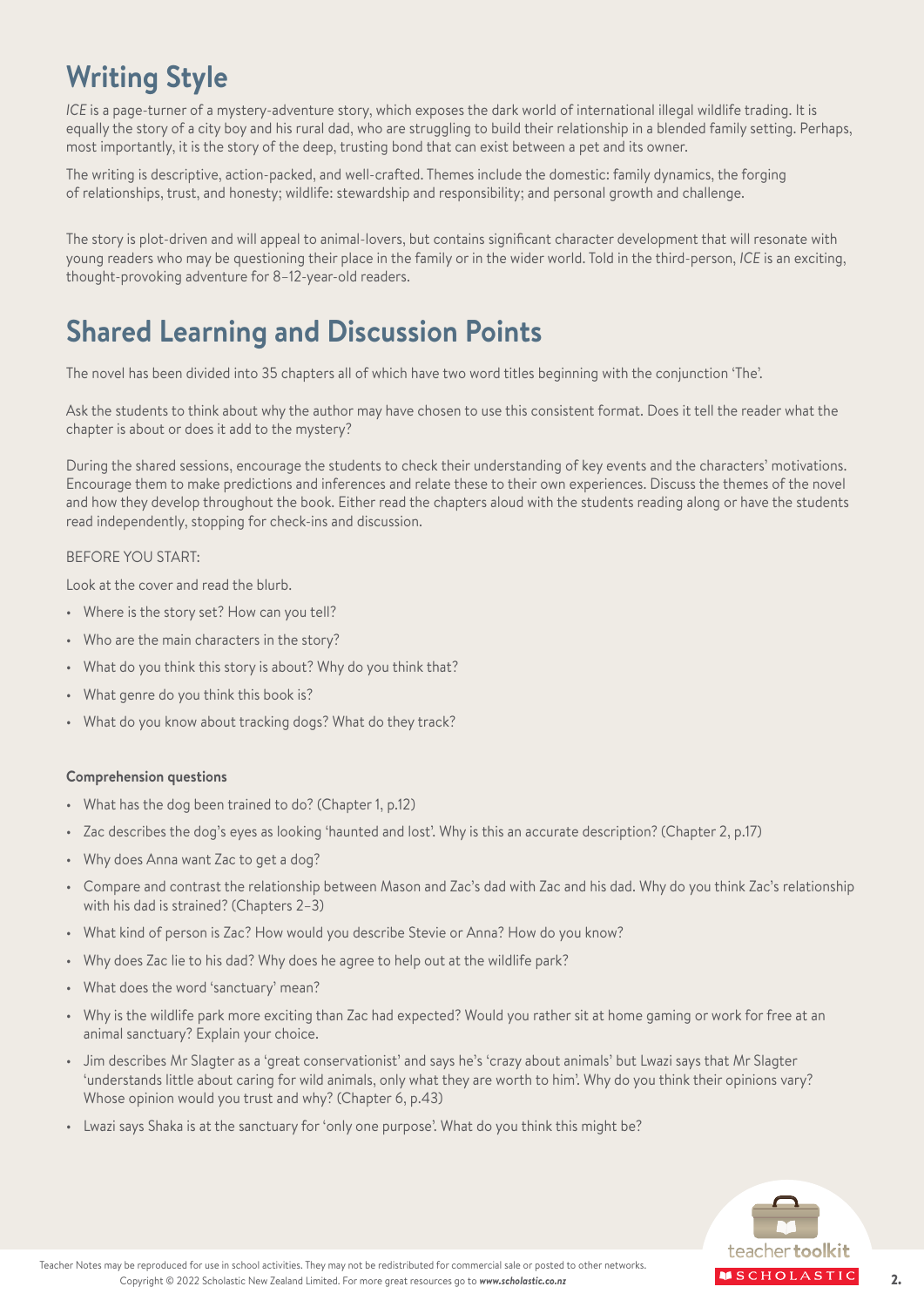## Writing Style

*ICE* is a page-turner of a mystery-adventure story, which exposes the dark world of international illegal wildlife trading. It is equally the story of a city boy and his rural dad, who are struggling to build their relationship in a blended family setting. Perhaps, most importantly, it is the story of the deep, trusting bond that can exist between a pet and its owner.

The writing is descriptive, action-packed, and well-crafted. Themes include the domestic: family dynamics, the forging of relationships, trust, and honesty; wildlife: stewardship and responsibility; and personal growth and challenge.

The story is plot-driven and will appeal to animal-lovers, but contains significant character development that will resonate with young readers who may be questioning their place in the family or in the wider world. Told in the third-person, *ICE* is an exciting, thought-provoking adventure for 8–12-year-old readers.

## Shared Learning and Discussion Points

The novel has been divided into 35 chapters all of which have two word titles beginning with the conjunction 'The'.

Ask the students to think about why the author may have chosen to use this consistent format. Does it tell the reader what the chapter is about or does it add to the mystery?

During the shared sessions, encourage the students to check their understanding of key events and the characters' motivations. Encourage them to make predictions and inferences and relate these to their own experiences. Discuss the themes of the novel and how they develop throughout the book. Either read the chapters aloud with the students reading along or have the students read independently, stopping for check-ins and discussion.

BEFORE YOU START:

Look at the cover and read the blurb.

- Where is the story set? How can you tell?
- Who are the main characters in the story?
- What do you think this story is about? Why do you think that?
- What genre do you think this book is?
- What do you know about tracking dogs? What do they track?

**Comprehension questions**

- What has the dog been trained to do? (Chapter 1, p.12)
- Zac describes the dog's eyes as looking 'haunted and lost'. Why is this an accurate description? (Chapter 2, p.17)
- Why does Anna want Zac to get a dog?
- Compare and contrast the relationship between Mason and Zac's dad with Zac and his dad. Why do you think Zac's relationship with his dad is strained? (Chapters 2–3)
- What kind of person is Zac? How would you describe Stevie or Anna? How do you know?
- Why does Zac lie to his dad? Why does he agree to help out at the wildlife park?
- What does the word 'sanctuary' mean?
- Why is the wildlife park more exciting than Zac had expected? Would you rather sit at home gaming or work for free at an animal sanctuary? Explain your choice.
- Jim describes Mr Slagter as a 'great conservationist' and says he's 'crazy about animals' but Lwazi says that Mr Slagter 'understands little about caring for wild animals, only what they are worth to him'. Why do you think their opinions vary? Whose opinion would you trust and why? (Chapter 6, p.43)
- Lwazi says Shaka is at the sanctuary for 'only one purpose'. What do you think this might be?

Teacher Notes may be reproduced for use in school activities. They may not be redistributed for commercial sale or posted to other networks.
Copyright © 2022 Scholastic New Zealand Limited. For more great resources go to *www.scholastic.co.nz*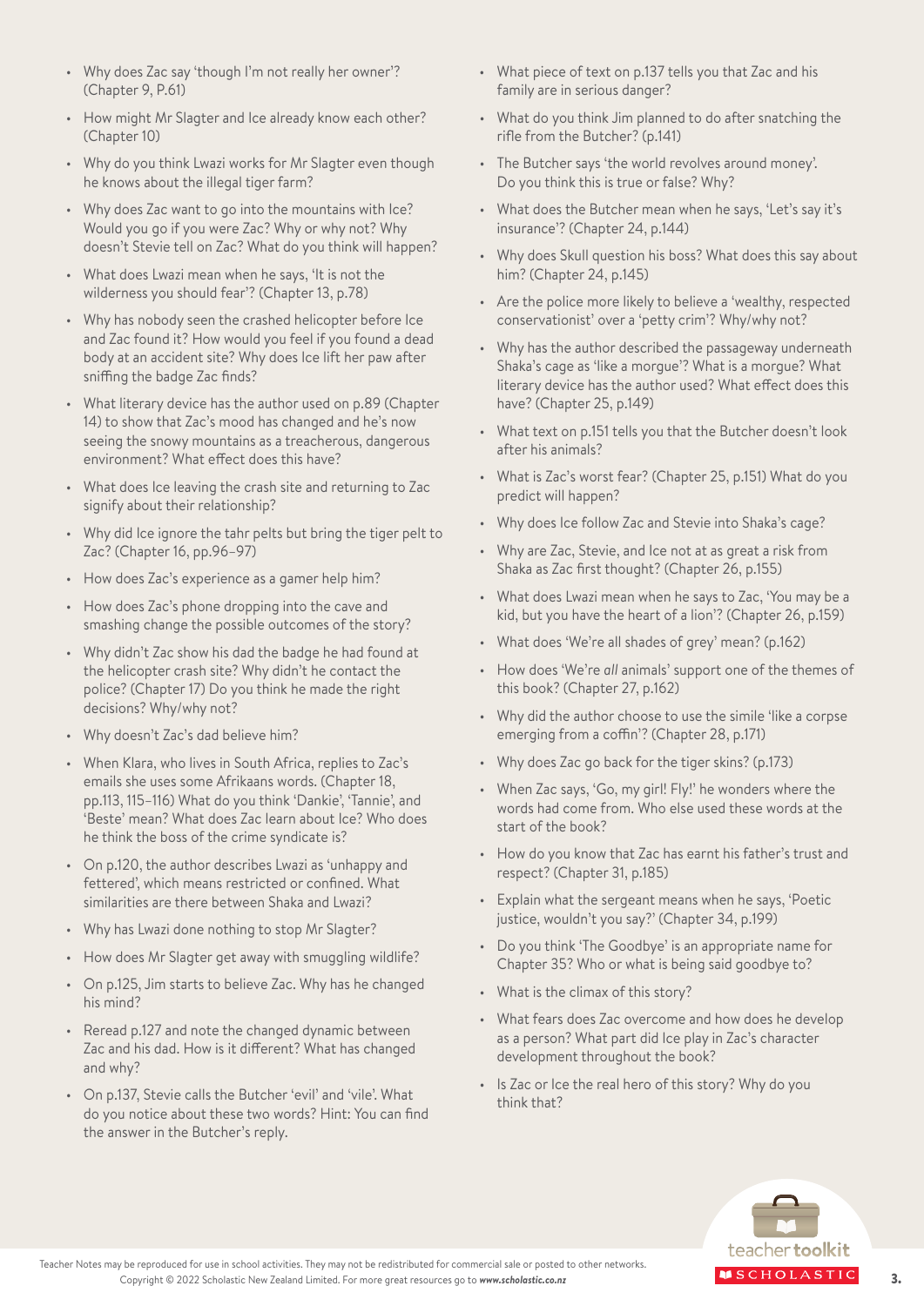- Why does Zac say 'though I'm not really her owner'? (Chapter 9, P.61)
- How might Mr Slagter and Ice already know each other? (Chapter 10)
- Why do you think Lwazi works for Mr Slagter even though he knows about the illegal tiger farm?
- Why does Zac want to go into the mountains with Ice? Would you go if you were Zac? Why or why not? Why doesn't Stevie tell on Zac? What do you think will happen?
- What does Lwazi mean when he says, 'It is not the wilderness you should fear'? (Chapter 13, p.78)
- Why has nobody seen the crashed helicopter before Ice and Zac found it? How would you feel if you found a dead body at an accident site? Why does Ice lift her paw after sniffing the badge Zac finds?
- What literary device has the author used on p.89 (Chapter 14) to show that Zac's mood has changed and he's now seeing the snowy mountains as a treacherous, dangerous environment? What effect does this have?
- What does Ice leaving the crash site and returning to Zac signify about their relationship?
- Why did Ice ignore the tahr pelts but bring the tiger pelt to Zac? (Chapter 16, pp.96–97)
- How does Zac's experience as a gamer help him?
- How does Zac's phone dropping into the cave and smashing change the possible outcomes of the story?
- Why didn't Zac show his dad the badge he had found at the helicopter crash site? Why didn't he contact the police? (Chapter 17) Do you think he made the right decisions? Why/why not?
- Why doesn't Zac's dad believe him?
- When Klara, who lives in South Africa, replies to Zac's emails she uses some Afrikaans words. (Chapter 18, pp.113, 115–116) What do you think 'Dankie', 'Tannie', and 'Beste' mean? What does Zac learn about Ice? Who does he think the boss of the crime syndicate is?
- On p.120, the author describes Lwazi as 'unhappy and fettered', which means restricted or confined. What similarities are there between Shaka and Lwazi?
- Why has Lwazi done nothing to stop Mr Slagter?
- How does Mr Slagter get away with smuggling wildlife?
- On p.125, Jim starts to believe Zac. Why has he changed his mind?
- Reread p.127 and note the changed dynamic between Zac and his dad. How is it different? What has changed and why?
- On p.137, Stevie calls the Butcher 'evil' and 'vile'. What do you notice about these two words? Hint: You can find the answer in the Butcher's reply.
- What piece of text on p.137 tells you that Zac and his family are in serious danger?
- What do you think Jim planned to do after snatching the rifle from the Butcher? (p.141)
- The Butcher says 'the world revolves around money'. Do you think this is true or false? Why?
- What does the Butcher mean when he says, 'Let's say it's insurance'? (Chapter 24, p.144)
- Why does Skull question his boss? What does this say about him? (Chapter 24, p.145)
- Are the police more likely to believe a 'wealthy, respected conservationist' over a 'petty crim'? Why/why not?
- Why has the author described the passageway underneath Shaka's cage as 'like a morgue'? What is a morgue? What literary device has the author used? What effect does this have? (Chapter 25, p.149)
- What text on p.151 tells you that the Butcher doesn't look after his animals?
- What is Zac's worst fear? (Chapter 25, p.151) What do you predict will happen?
- Why does Ice follow Zac and Stevie into Shaka's cage?
- Why are Zac, Stevie, and Ice not at as great a risk from Shaka as Zac first thought? (Chapter 26, p.155)
- What does Lwazi mean when he says to Zac, 'You may be a kid, but you have the heart of a lion'? (Chapter 26, p.159)
- What does 'We're all shades of grey' mean? (p.162)
- How does 'We're *all* animals' support one of the themes of this book? (Chapter 27, p.162)
- Why did the author choose to use the simile 'like a corpse emerging from a coffin'? (Chapter 28, p.171)
- Why does Zac go back for the tiger skins? (p.173)
- When Zac says, 'Go, my girl! Fly!' he wonders where the words had come from. Who else used these words at the start of the book?
- How do you know that Zac has earnt his father's trust and respect? (Chapter 31, p.185)
- Explain what the sergeant means when he says, 'Poetic justice, wouldn't you say?' (Chapter 34, p.199)
- Do you think 'The Goodbye' is an appropriate name for Chapter 35? Who or what is being said goodbye to?
- What is the climax of this story?
- What fears does Zac overcome and how does he develop as a person? What part did Ice play in Zac's character development throughout the book?
- Is Zac or Ice the real hero of this story? Why do you think that?

Teacher Notes may be reproduced for use in school activities. They may not be redistributed for commercial sale or posted to other networks.
Copyright © 2022 Scholastic New Zealand Limited. For more great resources go to *www.scholastic.co.nz*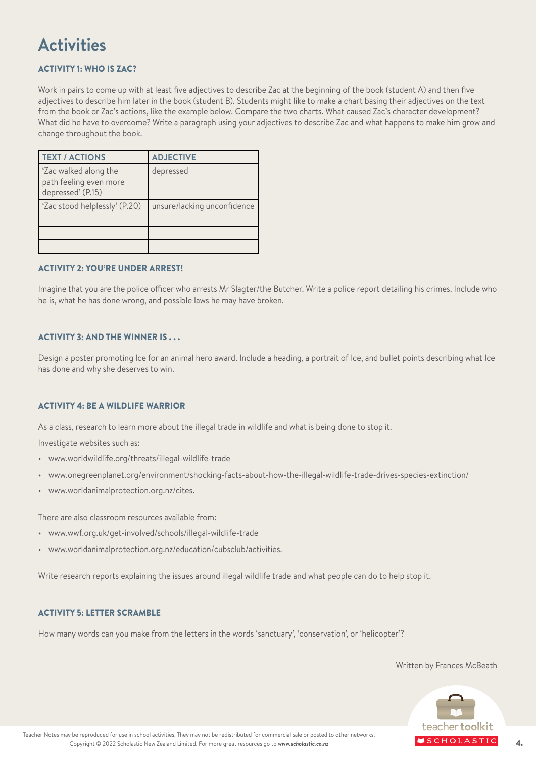# Activities

### ACTIVITY 1: WHO IS ZAC?

Work in pairs to come up with at least five adjectives to describe Zac at the beginning of the book (student A) and then five adjectives to describe him later in the book (student B). Students might like to make a chart basing their adjectives on the text from the book or Zac's actions, like the example below. Compare the two charts. What caused Zac's character development? What did he have to overcome? Write a paragraph using your adjectives to describe Zac and what happens to make him grow and change throughout the book.

| TEXT / ACTIONS | ADJECTIVE |
|---|---|
| 'Zac walked along the path feeling even more depressed' (P.15) | depressed |
| 'Zac stood helplessly' (P.20) | unsure/lacking unconfidence |
| | |
| | |
| | |

### ACTIVITY 2: YOU'RE UNDER ARREST!

Imagine that you are the police officer who arrests Mr Slagter/the Butcher. Write a police report detailing his crimes. Include who he is, what he has done wrong, and possible laws he may have broken.

### ACTIVITY 3: AND THE WINNER IS . . .

Design a poster promoting Ice for an animal hero award. Include a heading, a portrait of Ice, and bullet points describing what Ice has done and why she deserves to win.

### ACTIVITY 4: BE A WILDLIFE WARRIOR

As a class, research to learn more about the illegal trade in wildlife and what is being done to stop it.

Investigate websites such as:

- www.worldwildlife.org/threats/illegal-wildlife-trade
- www.onegreenplanet.org/environment/shocking-facts-about-how-the-illegal-wildlife-trade-drives-species-extinction/
- www.worldanimalprotection.org.nz/cites.

There are also classroom resources available from:

- www.wwf.org.uk/get-involved/schools/illegal-wildlife-trade
- www.worldanimalprotection.org.nz/education/cubsclub/activities.

Write research reports explaining the issues around illegal wildlife trade and what people can do to help stop it.

### ACTIVITY 5: LETTER SCRAMBLE

How many words can you make from the letters in the words 'sanctuary', 'conservation', or 'helicopter'?

Written by Frances McBeath

Teacher Notes may be reproduced for use in school activities. They may not be redistributed for commercial sale or posted to other networks.
Copyright © 2022 Scholastic New Zealand Limited. For more great resources go to *www.scholastic.co.nz*